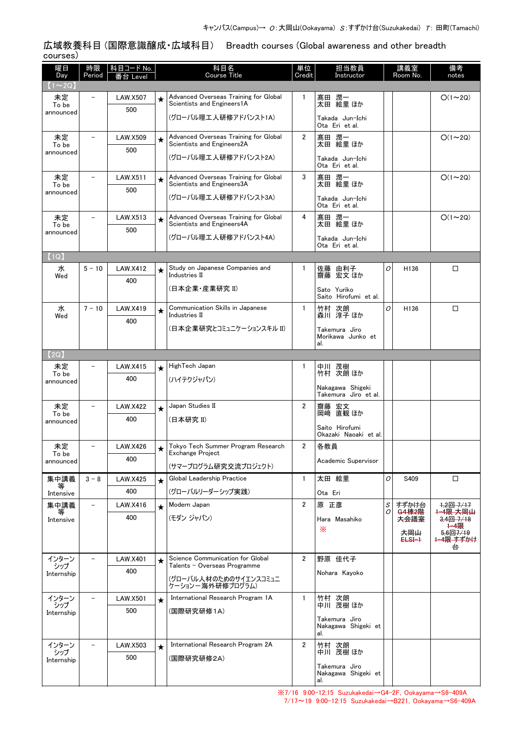キャンパス(Campus)→ O：大岡山(Ookayama) S：すずかけ台(Suzukakedai) T：田町(Tamachi)

## 広域教養科目 (国際意識醸成・広域科目)　Breadth courses (Global awareness and other breadth courses)

| 曜日 Day | 時限 Period | 科目コード No. 番台 Level | | 科目名 Course Title | 単位 Credit | 担当教員 Instructor | | 講義室 Room No. | 備考 notes |
|---|---|---|---|---|---|---|---|---|---|
| 【1～2Q】 | | | | | | | | | |
| 未定 To be announced | – | LAW.X507 500 | ★ | Advanced Overseas Training for Global Scientists and Engineers1A (グローバル理工人研修アドバンスト1A) | 1 | 髙田 潤一 太田 絵里 ほか Takada Jun-Ichi Ota Eri et al. | | | O(1～2Q) |
| 未定 To be announced | – | LAW.X509 500 | ★ | Advanced Overseas Training for Global Scientists and Engineers2A (グローバル理工人研修アドバンスト2A) | 2 | 髙田 潤一 太田 絵里 ほか Takada Jun-Ichi Ota Eri et al. | | | O(1～2Q) |
| 未定 To be announced | – | LAW.X511 500 | ★ | Advanced Overseas Training for Global Scientists and Engineers3A (グローバル理工人研修アドバンスト3A) | 3 | 髙田 潤一 太田 絵里 ほか Takada Jun-Ichi Ota Eri et al. | | | O(1～2Q) |
| 未定 To be announced | – | LAW.X513 500 | ★ | Advanced Overseas Training for Global Scientists and Engineers4A (グローバル理工人研修アドバンスト4A) | 4 | 髙田 潤一 太田 絵里 ほか Takada Jun-Ichi Ota Eri et al. | | | O(1～2Q) |
| 【1Q】 | | | | | | | | | |
| 水 Wed | 5 – 10 | LAW.X412 400 | ★ | Study on Japanese Companies and Industries II (日本企業・産業研究 II) | 1 | 佐藤 由利子 齋藤 宏文 ほか Sato Yuriko Saito Hirofumi et al. | O | H136 | □ |
| 水 Wed | 7 – 10 | LAW.X419 400 | ★ | Communication Skills in Japanese Industries II (日本企業研究とコミュニケーションスキル II) | 1 | 竹村 次朗 森川 淳子 ほか Takemura Jiro Morikawa Junko et al. | O | H136 | □ |
| 【2Q】 | | | | | | | | | |
| 未定 To be announced | – | LAW.X415 400 | ★ | HighTech Japan (ハイテクジャパン) | 1 | 中川 茂樹 竹村 次朗 ほか Nakagawa Shigeki Takemura Jiro et al. | | | |
| 未定 To be announced | – | LAW.X422 400 | ★ | Japan Studies II (日本研究 II) | 2 | 齋藤 宏文 岡崎 直観 ほか Saito Hirofumi Okazaki Naoaki et al. | | | |
| 未定 To be announced | – | LAW.X426 400 | ★ | Tokyo Tech Summer Program Research Exchange Project (サマープログラム研究交流プロジェクト) | 2 | 各教員 Academic Supervisor | | | |
| 集中講義等 Intensive | 3 – 8 | LAW.X425 400 | ★ | Global Leadership Practice (グローバルリーダーシップ実践) | 1 | 太田 絵里 Ota Eri | O | S409 | □ |
| 集中講義等 Intensive | – | LAW.X416 400 | ★ | Modern Japan (モダン ジャパン) | 2 | 原 正彦 Hara Masahiko ※ | S O | ~~すずかけ台 G4棟2階 大会議室~~ ~~大岡山 ELSI-1~~ | ~~1,2回 7/17 1-4限 大岡山 3,4回 7/18 1-4限 5,6回 7/19 1-4限 すずかけ台~~ |
| インターンシップ Internship | – | LAW.X401 400 | ★ | Science Communication for Global Talents – Overseas Programme (グローバル人材のためのサイエンスコミュニケーション–海外研修プログラム) | 2 | 野原 佳代子 Nohara Kayoko | | | |
| インターンシップ Internship | – | LAW.X501 500 | ★ | International Research Program 1A (国際研究研修1A) | 1 | 竹村 次朗 中川 茂樹 ほか Takemura Jiro Nakagawa Shigeki et al. | | | |
| インターンシップ Internship | – | LAW.X503 500 | ★ | International Research Program 2A (国際研究研修2A) | 2 | 竹村 次朗 中川 茂樹 ほか Takemura Jiro Nakagawa Shigeki et al. | | | |

※7/16 9:00-12:15 Suzukakedai→G4-2F, Ookayama→S6-409A
7/17～19 9:00-12:15 Suzukakedai→B221, Ookayama→S6-409A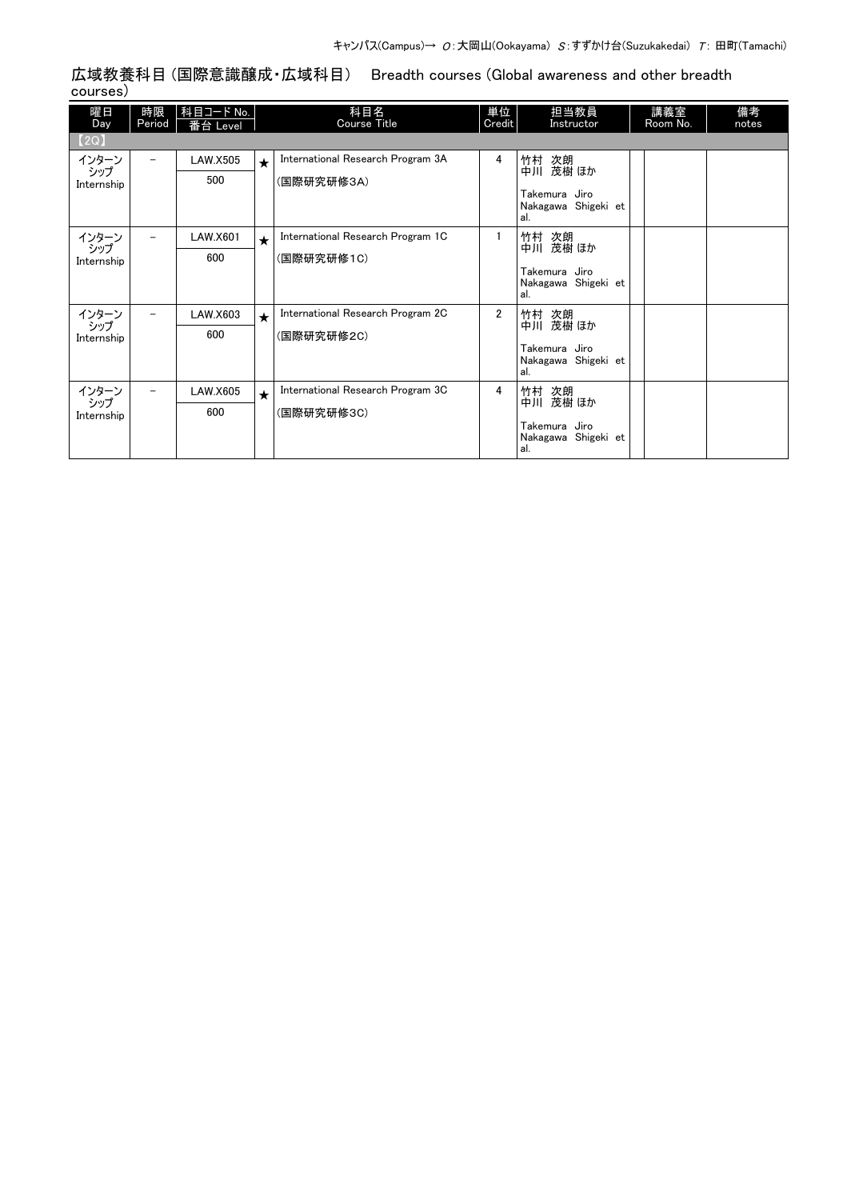キャンパス(Campus)→ O:大岡山(Ookayama) S:すずかけ台(Suzukakedai) T: 田町(Tamachi)

## 広域教養科目（国際意識醸成・広域科目） Breadth courses (Global awareness and other breadth courses)

| 曜日 Day | 時限 Period | 科目コード No. 番台 Level | | 科目名 Course Title | 単位 Credit | 担当教員 Instructor | | 講義室 Room No. | 備考 notes |
|---|---|---|---|---|---|---|---|---|---|
| 【2Q】 | | | | | | | | | |
| インターンシップ Internship | – | LAW.X505 500 | ★ | International Research Program 3A (国際研究研修3A) | 4 | 竹村 次朗 中川 茂樹 ほか Takemura Jiro Nakagawa Shigeki et al. | | | |
| インターンシップ Internship | – | LAW.X601 600 | ★ | International Research Program 1C (国際研究研修1C) | 1 | 竹村 次朗 中川 茂樹 ほか Takemura Jiro Nakagawa Shigeki et al. | | | |
| インターンシップ Internship | – | LAW.X603 600 | ★ | International Research Program 2C (国際研究研修2C) | 2 | 竹村 次朗 中川 茂樹 ほか Takemura Jiro Nakagawa Shigeki et al. | | | |
| インターンシップ Internship | – | LAW.X605 600 | ★ | International Research Program 3C (国際研究研修3C) | 4 | 竹村 次朗 中川 茂樹 ほか Takemura Jiro Nakagawa Shigeki et al. | | | |